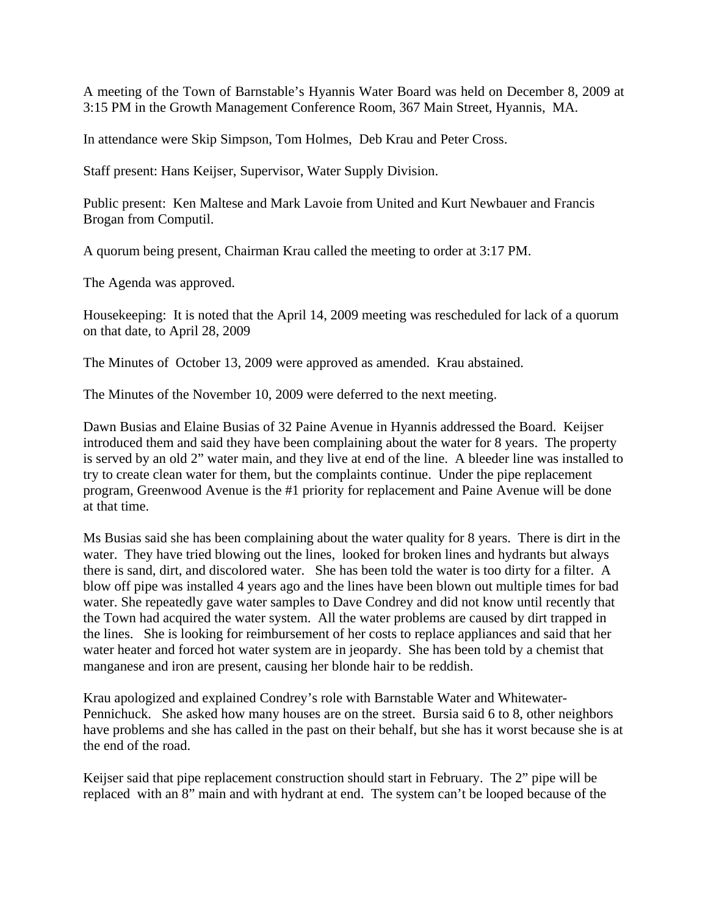A meeting of the Town of Barnstable's Hyannis Water Board was held on December 8, 2009 at 3:15 PM in the Growth Management Conference Room, 367 Main Street, Hyannis, MA.

In attendance were Skip Simpson, Tom Holmes, Deb Krau and Peter Cross.

Staff present: Hans Keijser, Supervisor, Water Supply Division.

Public present: Ken Maltese and Mark Lavoie from United and Kurt Newbauer and Francis Brogan from Computil.

A quorum being present, Chairman Krau called the meeting to order at 3:17 PM.

The Agenda was approved.

Housekeeping: It is noted that the April 14, 2009 meeting was rescheduled for lack of a quorum on that date, to April 28, 2009

The Minutes of October 13, 2009 were approved as amended. Krau abstained.

The Minutes of the November 10, 2009 were deferred to the next meeting.

Dawn Busias and Elaine Busias of 32 Paine Avenue in Hyannis addressed the Board. Keijser introduced them and said they have been complaining about the water for 8 years. The property is served by an old 2" water main, and they live at end of the line. A bleeder line was installed to try to create clean water for them, but the complaints continue. Under the pipe replacement program, Greenwood Avenue is the #1 priority for replacement and Paine Avenue will be done at that time.

Ms Busias said she has been complaining about the water quality for 8 years. There is dirt in the water. They have tried blowing out the lines, looked for broken lines and hydrants but always there is sand, dirt, and discolored water. She has been told the water is too dirty for a filter. A blow off pipe was installed 4 years ago and the lines have been blown out multiple times for bad water. She repeatedly gave water samples to Dave Condrey and did not know until recently that the Town had acquired the water system. All the water problems are caused by dirt trapped in the lines. She is looking for reimbursement of her costs to replace appliances and said that her water heater and forced hot water system are in jeopardy. She has been told by a chemist that manganese and iron are present, causing her blonde hair to be reddish.

Krau apologized and explained Condrey's role with Barnstable Water and Whitewater-Pennichuck. She asked how many houses are on the street. Bursia said 6 to 8, other neighbors have problems and she has called in the past on their behalf, but she has it worst because she is at the end of the road.

Keijser said that pipe replacement construction should start in February. The 2" pipe will be replaced with an 8" main and with hydrant at end. The system can't be looped because of the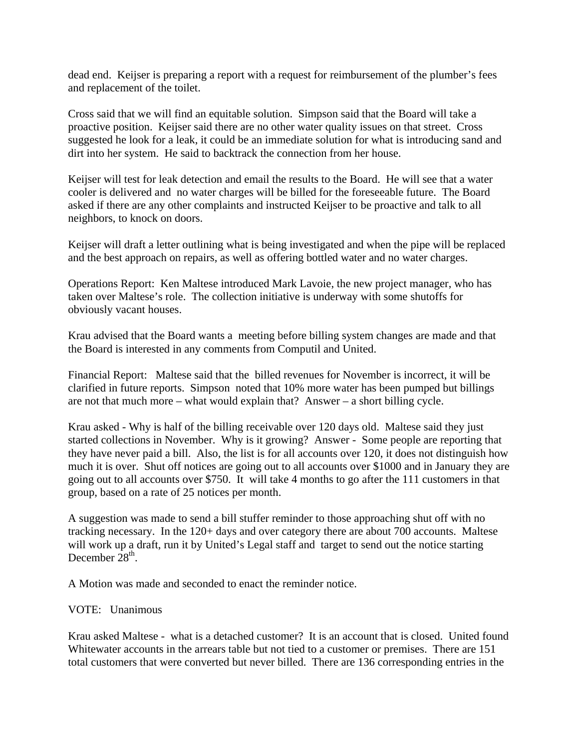dead end. Keijser is preparing a report with a request for reimbursement of the plumber's fees and replacement of the toilet.

Cross said that we will find an equitable solution. Simpson said that the Board will take a proactive position. Keijser said there are no other water quality issues on that street. Cross suggested he look for a leak, it could be an immediate solution for what is introducing sand and dirt into her system. He said to backtrack the connection from her house.

Keijser will test for leak detection and email the results to the Board. He will see that a water cooler is delivered and no water charges will be billed for the foreseeable future. The Board asked if there are any other complaints and instructed Keijser to be proactive and talk to all neighbors, to knock on doors.

Keijser will draft a letter outlining what is being investigated and when the pipe will be replaced and the best approach on repairs, as well as offering bottled water and no water charges.

Operations Report: Ken Maltese introduced Mark Lavoie, the new project manager, who has taken over Maltese's role. The collection initiative is underway with some shutoffs for obviously vacant houses.

Krau advised that the Board wants a meeting before billing system changes are made and that the Board is interested in any comments from Computil and United.

Financial Report: Maltese said that the billed revenues for November is incorrect, it will be clarified in future reports. Simpson noted that 10% more water has been pumped but billings are not that much more – what would explain that? Answer – a short billing cycle.

Krau asked - Why is half of the billing receivable over 120 days old. Maltese said they just started collections in November. Why is it growing? Answer - Some people are reporting that they have never paid a bill. Also, the list is for all accounts over 120, it does not distinguish how much it is over. Shut off notices are going out to all accounts over $1000 and in January they are going out to all accounts over $750. It will take 4 months to go after the 111 customers in that group, based on a rate of 25 notices per month.

A suggestion was made to send a bill stuffer reminder to those approaching shut off with no tracking necessary. In the 120+ days and over category there are about 700 accounts. Maltese will work up a draft, run it by United's Legal staff and target to send out the notice starting December 28th.

A Motion was made and seconded to enact the reminder notice.

VOTE: Unanimous

Krau asked Maltese - what is a detached customer? It is an account that is closed. United found Whitewater accounts in the arrears table but not tied to a customer or premises. There are 151 total customers that were converted but never billed. There are 136 corresponding entries in the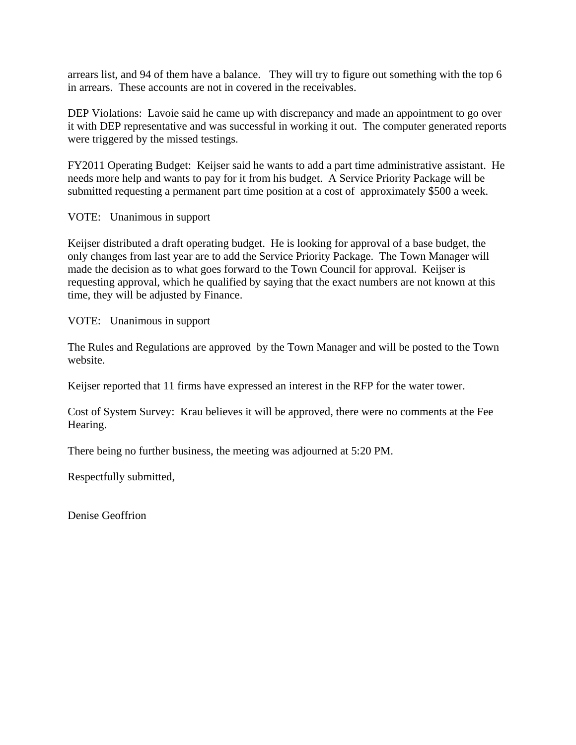arrears list, and 94 of them have a balance. They will try to figure out something with the top 6 in arrears. These accounts are not in covered in the receivables.

DEP Violations: Lavoie said he came up with discrepancy and made an appointment to go over it with DEP representative and was successful in working it out. The computer generated reports were triggered by the missed testings.

FY2011 Operating Budget: Keijser said he wants to add a part time administrative assistant. He needs more help and wants to pay for it from his budget. A Service Priority Package will be submitted requesting a permanent part time position at a cost of approximately $500 a week.

VOTE: Unanimous in support

Keijser distributed a draft operating budget. He is looking for approval of a base budget, the only changes from last year are to add the Service Priority Package. The Town Manager will made the decision as to what goes forward to the Town Council for approval. Keijser is requesting approval, which he qualified by saying that the exact numbers are not known at this time, they will be adjusted by Finance.

VOTE: Unanimous in support

The Rules and Regulations are approved by the Town Manager and will be posted to the Town website.

Keijser reported that 11 firms have expressed an interest in the RFP for the water tower.

Cost of System Survey: Krau believes it will be approved, there were no comments at the Fee Hearing.

There being no further business, the meeting was adjourned at 5:20 PM.

Respectfully submitted,

Denise Geoffrion